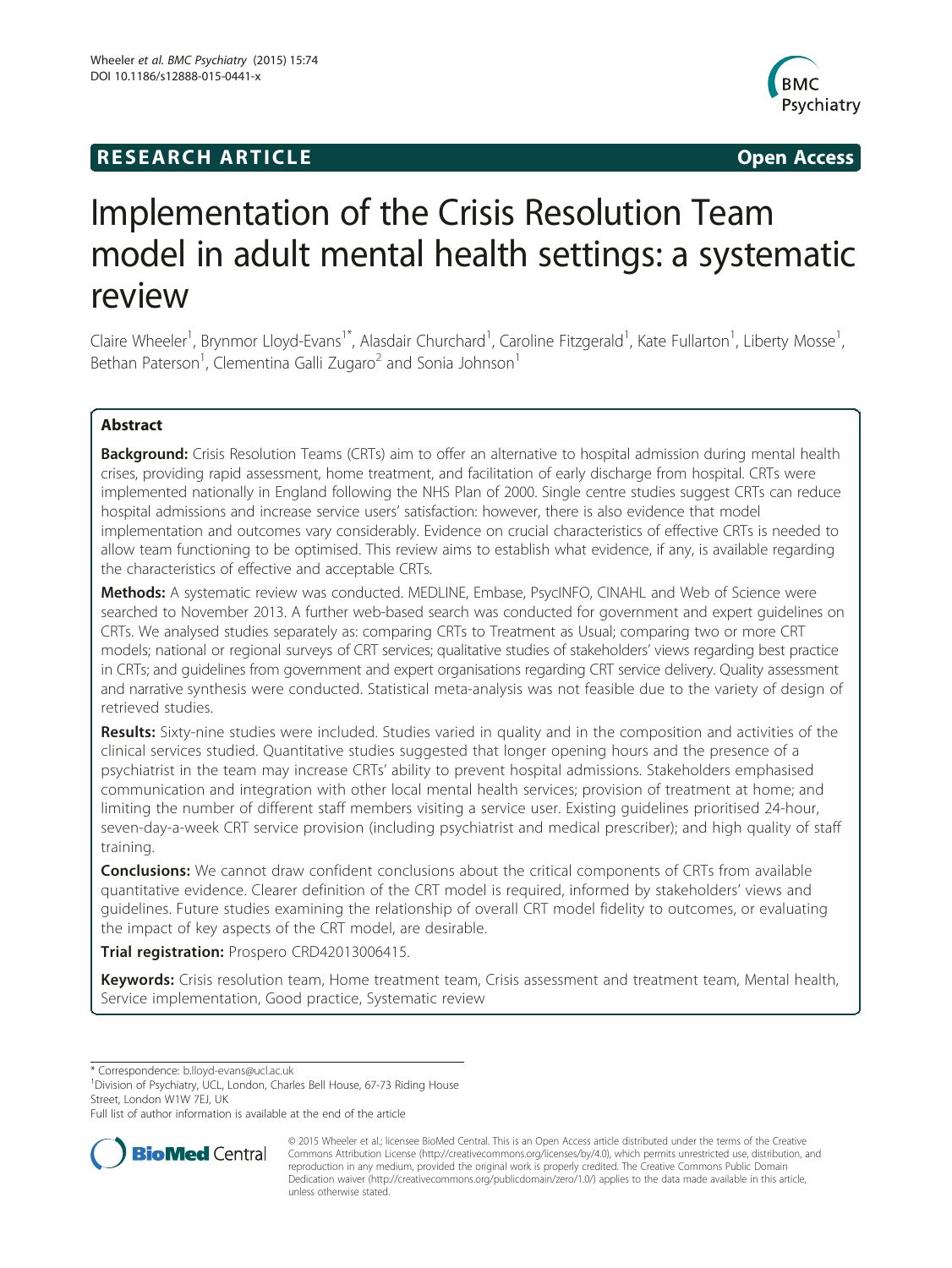**RESEARCH ARTICLE** **Open Access**

# Implementation of the Crisis Resolution Team model in adult mental health settings: a systematic review

Claire Wheeler[1], Brynmor Lloyd-Evans[1*], Alasdair Churchard[1], Caroline Fitzgerald[1], Kate Fullarton[1], Liberty Mosse[1], Bethan Paterson[1], Clementina Galli Zugaro[2] and Sonia Johnson[1]

## Abstract

**Background:** Crisis Resolution Teams (CRTs) aim to offer an alternative to hospital admission during mental health crises, providing rapid assessment, home treatment, and facilitation of early discharge from hospital. CRTs were implemented nationally in England following the NHS Plan of 2000. Single centre studies suggest CRTs can reduce hospital admissions and increase service users' satisfaction: however, there is also evidence that model implementation and outcomes vary considerably. Evidence on crucial characteristics of effective CRTs is needed to allow team functioning to be optimised. This review aims to establish what evidence, if any, is available regarding the characteristics of effective and acceptable CRTs.

**Methods:** A systematic review was conducted. MEDLINE, Embase, PsycINFO, CINAHL and Web of Science were searched to November 2013. A further web-based search was conducted for government and expert guidelines on CRTs. We analysed studies separately as: comparing CRTs to Treatment as Usual; comparing two or more CRT models; national or regional surveys of CRT services; qualitative studies of stakeholders' views regarding best practice in CRTs; and guidelines from government and expert organisations regarding CRT service delivery. Quality assessment and narrative synthesis were conducted. Statistical meta-analysis was not feasible due to the variety of design of retrieved studies.

**Results:** Sixty-nine studies were included. Studies varied in quality and in the composition and activities of the clinical services studied. Quantitative studies suggested that longer opening hours and the presence of a psychiatrist in the team may increase CRTs' ability to prevent hospital admissions. Stakeholders emphasised communication and integration with other local mental health services; provision of treatment at home; and limiting the number of different staff members visiting a service user. Existing guidelines prioritised 24-hour, seven-day-a-week CRT service provision (including psychiatrist and medical prescriber); and high quality of staff training.

**Conclusions:** We cannot draw confident conclusions about the critical components of CRTs from available quantitative evidence. Clearer definition of the CRT model is required, informed by stakeholders' views and guidelines. Future studies examining the relationship of overall CRT model fidelity to outcomes, or evaluating the impact of key aspects of the CRT model, are desirable.

**Trial registration:** Prospero CRD42013006415.

**Keywords:** Crisis resolution team, Home treatment team, Crisis assessment and treatment team, Mental health, Service implementation, Good practice, Systematic review

* Correspondence: b.lloyd-evans@ucl.ac.uk
[1]Division of Psychiatry, UCL, London, Charles Bell House, 67-73 Riding House Street, London W1W 7EJ, UK
Full list of author information is available at the end of the article

© 2015 Wheeler et al.; licensee BioMed Central. This is an Open Access article distributed under the terms of the Creative Commons Attribution License (http://creativecommons.org/licenses/by/4.0), which permits unrestricted use, distribution, and reproduction in any medium, provided the original work is properly credited. The Creative Commons Public Domain Dedication waiver (http://creativecommons.org/publicdomain/zero/1.0/) applies to the data made available in this article, unless otherwise stated.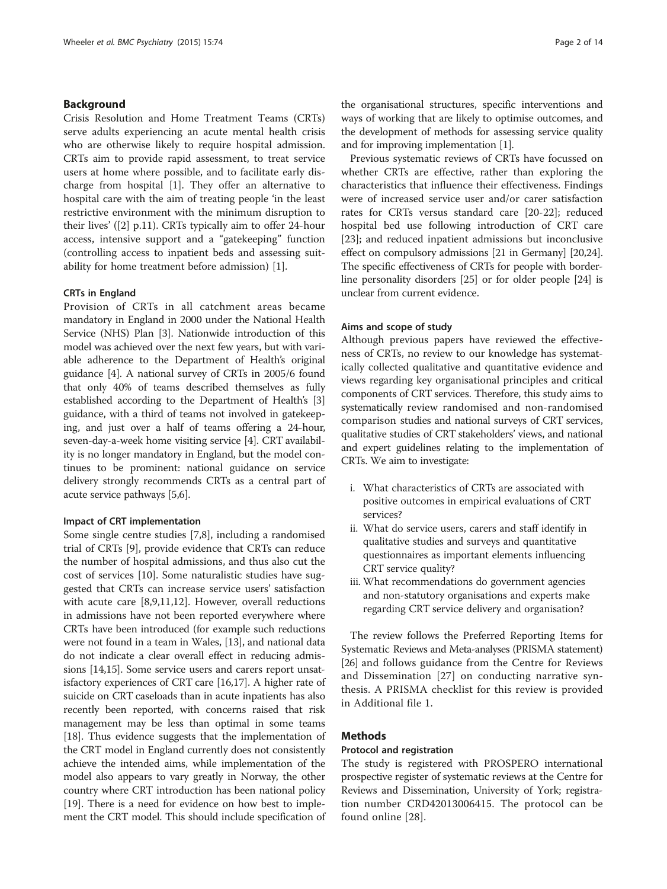## Background

Crisis Resolution and Home Treatment Teams (CRTs) serve adults experiencing an acute mental health crisis who are otherwise likely to require hospital admission. CRTs aim to provide rapid assessment, to treat service users at home where possible, and to facilitate early discharge from hospital [1]. They offer an alternative to hospital care with the aim of treating people 'in the least restrictive environment with the minimum disruption to their lives' ([2] p.11). CRTs typically aim to offer 24-hour access, intensive support and a "gatekeeping" function (controlling access to inpatient beds and assessing suitability for home treatment before admission) [1].

### CRTs in England

Provision of CRTs in all catchment areas became mandatory in England in 2000 under the National Health Service (NHS) Plan [3]. Nationwide introduction of this model was achieved over the next few years, but with variable adherence to the Department of Health's original guidance [4]. A national survey of CRTs in 2005/6 found that only 40% of teams described themselves as fully established according to the Department of Health's [3] guidance, with a third of teams not involved in gatekeeping, and just over a half of teams offering a 24-hour, seven-day-a-week home visiting service [4]. CRT availability is no longer mandatory in England, but the model continues to be prominent: national guidance on service delivery strongly recommends CRTs as a central part of acute service pathways [5,6].

### Impact of CRT implementation

Some single centre studies [7,8], including a randomised trial of CRTs [9], provide evidence that CRTs can reduce the number of hospital admissions, and thus also cut the cost of services [10]. Some naturalistic studies have suggested that CRTs can increase service users' satisfaction with acute care [8,9,11,12]. However, overall reductions in admissions have not been reported everywhere where CRTs have been introduced (for example such reductions were not found in a team in Wales, [13], and national data do not indicate a clear overall effect in reducing admissions [14,15]. Some service users and carers report unsatisfactory experiences of CRT care [16,17]. A higher rate of suicide on CRT caseloads than in acute inpatients has also recently been reported, with concerns raised that risk management may be less than optimal in some teams [18]. Thus evidence suggests that the implementation of the CRT model in England currently does not consistently achieve the intended aims, while implementation of the model also appears to vary greatly in Norway, the other country where CRT introduction has been national policy [19]. There is a need for evidence on how best to implement the CRT model. This should include specification of the organisational structures, specific interventions and ways of working that are likely to optimise outcomes, and the development of methods for assessing service quality and for improving implementation [1].

Previous systematic reviews of CRTs have focussed on whether CRTs are effective, rather than exploring the characteristics that influence their effectiveness. Findings were of increased service user and/or carer satisfaction rates for CRTs versus standard care [20-22]; reduced hospital bed use following introduction of CRT care [23]; and reduced inpatient admissions but inconclusive effect on compulsory admissions [21 in Germany] [20,24]. The specific effectiveness of CRTs for people with borderline personality disorders [25] or for older people [24] is unclear from current evidence.

### Aims and scope of study

Although previous papers have reviewed the effectiveness of CRTs, no review to our knowledge has systematically collected qualitative and quantitative evidence and views regarding key organisational principles and critical components of CRT services. Therefore, this study aims to systematically review randomised and non-randomised comparison studies and national surveys of CRT services, qualitative studies of CRT stakeholders' views, and national and expert guidelines relating to the implementation of CRTs. We aim to investigate:

i. What characteristics of CRTs are associated with positive outcomes in empirical evaluations of CRT services?
ii. What do service users, carers and staff identify in qualitative studies and surveys and quantitative questionnaires as important elements influencing CRT service quality?
iii. What recommendations do government agencies and non-statutory organisations and experts make regarding CRT service delivery and organisation?

The review follows the Preferred Reporting Items for Systematic Reviews and Meta-analyses (PRISMA statement) [26] and follows guidance from the Centre for Reviews and Dissemination [27] on conducting narrative synthesis. A PRISMA checklist for this review is provided in Additional file 1.

## Methods

### Protocol and registration

The study is registered with PROSPERO international prospective register of systematic reviews at the Centre for Reviews and Dissemination, University of York; registration number CRD42013006415. The protocol can be found online [28].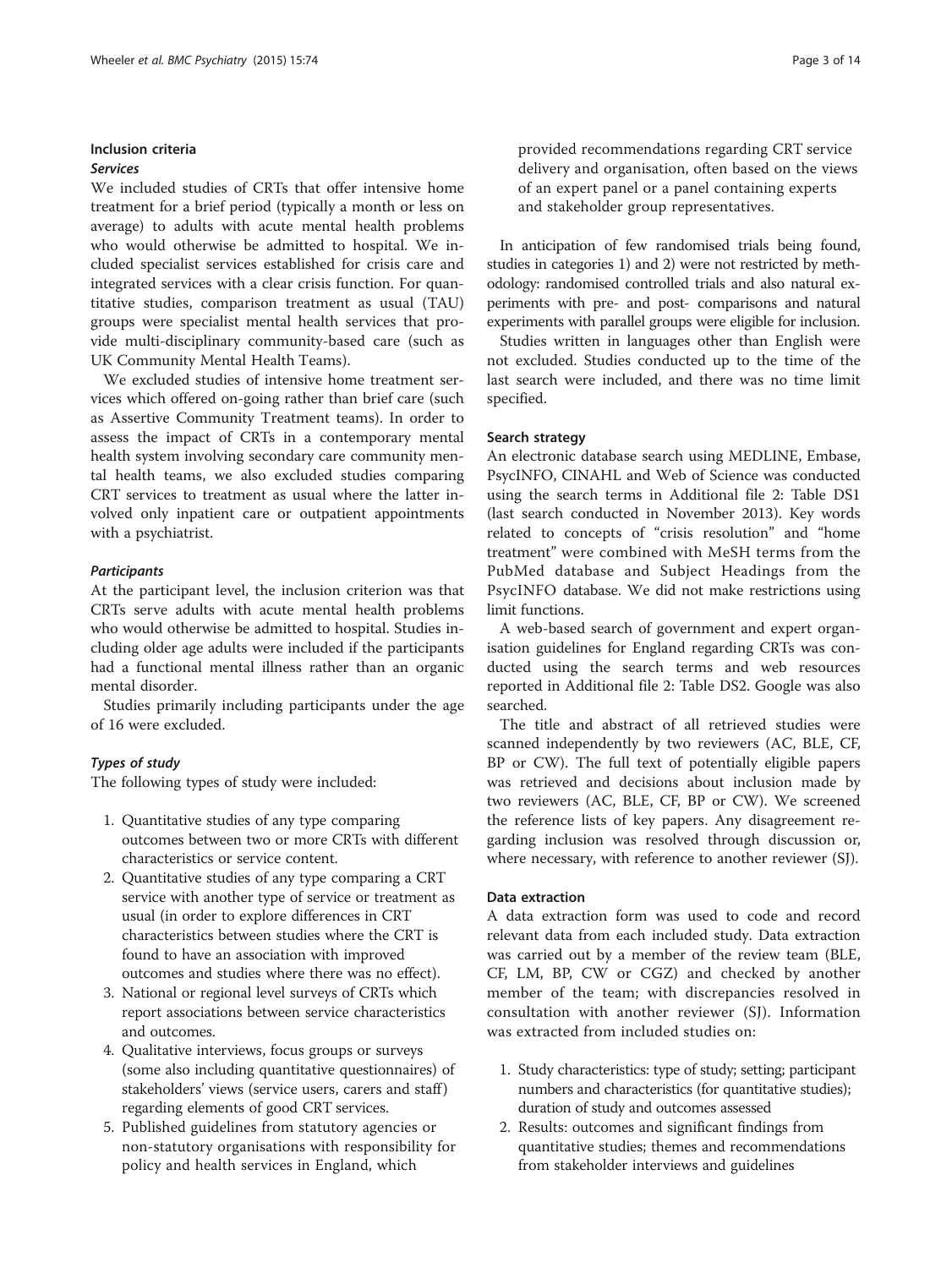### Inclusion criteria

#### *Services*

We included studies of CRTs that offer intensive home treatment for a brief period (typically a month or less on average) to adults with acute mental health problems who would otherwise be admitted to hospital. We included specialist services established for crisis care and integrated services with a clear crisis function. For quantitative studies, comparison treatment as usual (TAU) groups were specialist mental health services that provide multi-disciplinary community-based care (such as UK Community Mental Health Teams).

We excluded studies of intensive home treatment services which offered on-going rather than brief care (such as Assertive Community Treatment teams). In order to assess the impact of CRTs in a contemporary mental health system involving secondary care community mental health teams, we also excluded studies comparing CRT services to treatment as usual where the latter involved only inpatient care or outpatient appointments with a psychiatrist.

#### *Participants*

At the participant level, the inclusion criterion was that CRTs serve adults with acute mental health problems who would otherwise be admitted to hospital. Studies including older age adults were included if the participants had a functional mental illness rather than an organic mental disorder.

Studies primarily including participants under the age of 16 were excluded.

#### *Types of study*

The following types of study were included:

1. Quantitative studies of any type comparing outcomes between two or more CRTs with different characteristics or service content.
2. Quantitative studies of any type comparing a CRT service with another type of service or treatment as usual (in order to explore differences in CRT characteristics between studies where the CRT is found to have an association with improved outcomes and studies where there was no effect).
3. National or regional level surveys of CRTs which report associations between service characteristics and outcomes.
4. Qualitative interviews, focus groups or surveys (some also including quantitative questionnaires) of stakeholders' views (service users, carers and staff) regarding elements of good CRT services.
5. Published guidelines from statutory agencies or non-statutory organisations with responsibility for policy and health services in England, which provided recommendations regarding CRT service delivery and organisation, often based on the views of an expert panel or a panel containing experts and stakeholder group representatives.

In anticipation of few randomised trials being found, studies in categories 1) and 2) were not restricted by methodology: randomised controlled trials and also natural experiments with pre- and post- comparisons and natural experiments with parallel groups were eligible for inclusion.

Studies written in languages other than English were not excluded. Studies conducted up to the time of the last search were included, and there was no time limit specified.

### Search strategy

An electronic database search using MEDLINE, Embase, PsycINFO, CINAHL and Web of Science was conducted using the search terms in Additional file 2: Table DS1 (last search conducted in November 2013). Key words related to concepts of "crisis resolution" and "home treatment" were combined with MeSH terms from the PubMed database and Subject Headings from the PsycINFO database. We did not make restrictions using limit functions.

A web-based search of government and expert organisation guidelines for England regarding CRTs was conducted using the search terms and web resources reported in Additional file 2: Table DS2. Google was also searched.

The title and abstract of all retrieved studies were scanned independently by two reviewers (AC, BLE, CF, BP or CW). The full text of potentially eligible papers was retrieved and decisions about inclusion made by two reviewers (AC, BLE, CF, BP or CW). We screened the reference lists of key papers. Any disagreement regarding inclusion was resolved through discussion or, where necessary, with reference to another reviewer (SJ).

### Data extraction

A data extraction form was used to code and record relevant data from each included study. Data extraction was carried out by a member of the review team (BLE, CF, LM, BP, CW or CGZ) and checked by another member of the team; with discrepancies resolved in consultation with another reviewer (SJ). Information was extracted from included studies on:

1. Study characteristics: type of study; setting; participant numbers and characteristics (for quantitative studies); duration of study and outcomes assessed
2. Results: outcomes and significant findings from quantitative studies; themes and recommendations from stakeholder interviews and guidelines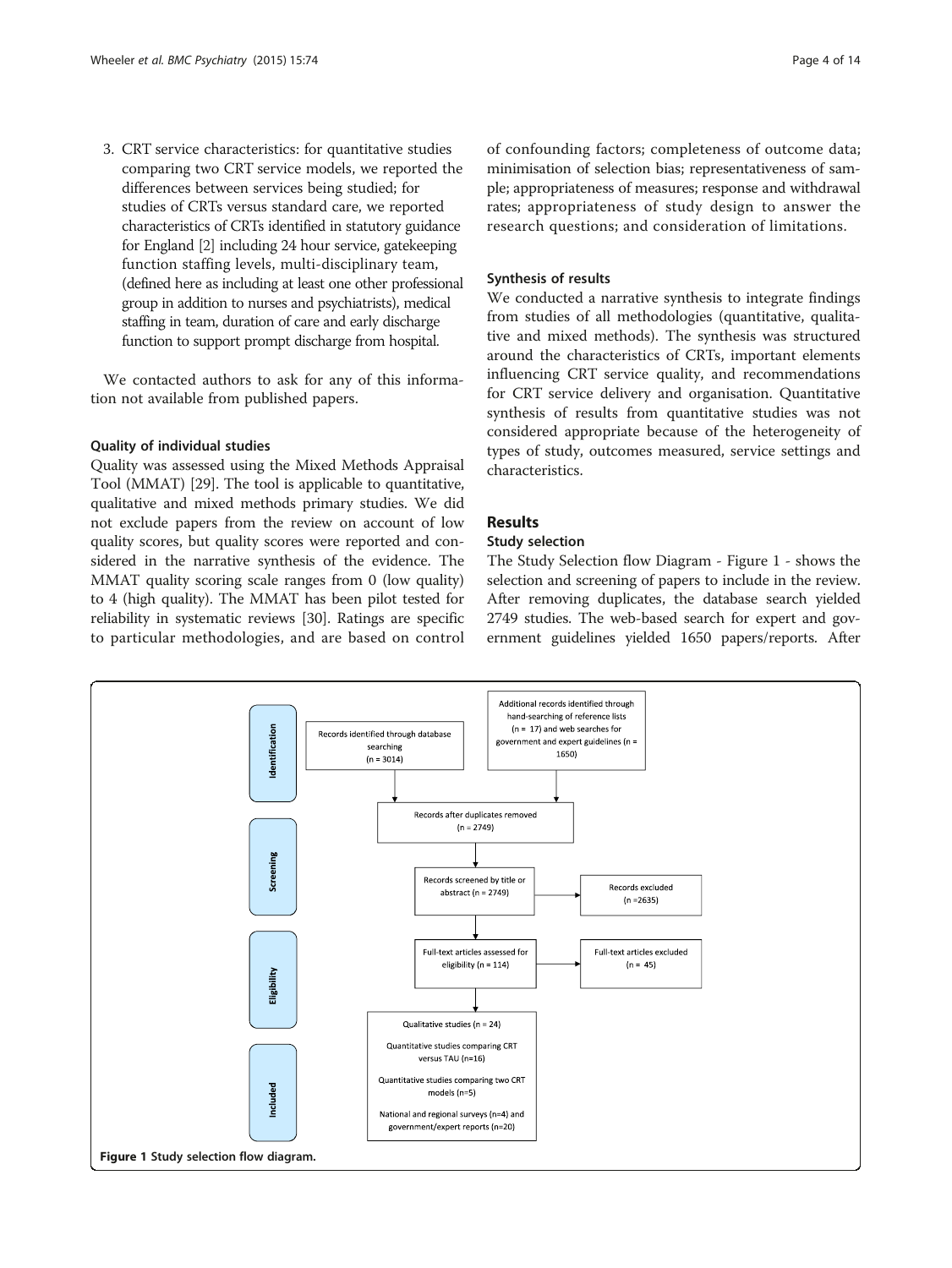3. CRT service characteristics: for quantitative studies comparing two CRT service models, we reported the differences between services being studied; for studies of CRTs versus standard care, we reported characteristics of CRTs identified in statutory guidance for England [2] including 24 hour service, gatekeeping function staffing levels, multi-disciplinary team, (defined here as including at least one other professional group in addition to nurses and psychiatrists), medical staffing in team, duration of care and early discharge function to support prompt discharge from hospital.

We contacted authors to ask for any of this information not available from published papers.

#### Quality of individual studies

Quality was assessed using the Mixed Methods Appraisal Tool (MMAT) [29]. The tool is applicable to quantitative, qualitative and mixed methods primary studies. We did not exclude papers from the review on account of low quality scores, but quality scores were reported and considered in the narrative synthesis of the evidence. The MMAT quality scoring scale ranges from 0 (low quality) to 4 (high quality). The MMAT has been pilot tested for reliability in systematic reviews [30]. Ratings are specific to particular methodologies, and are based on control of confounding factors; completeness of outcome data; minimisation of selection bias; representativeness of sample; appropriateness of measures; response and withdrawal rates; appropriateness of study design to answer the research questions; and consideration of limitations.

#### Synthesis of results

We conducted a narrative synthesis to integrate findings from studies of all methodologies (quantitative, qualitative and mixed methods). The synthesis was structured around the characteristics of CRTs, important elements influencing CRT service quality, and recommendations for CRT service delivery and organisation. Quantitative synthesis of results from quantitative studies was not considered appropriate because of the heterogeneity of types of study, outcomes measured, service settings and characteristics.

## Results

#### Study selection

The Study Selection flow Diagram - Figure 1 - shows the selection and screening of papers to include in the review. After removing duplicates, the database search yielded 2749 studies. The web-based search for expert and government guidelines yielded 1650 papers/reports. After

**Identification**

- Records identified through database searching (n = 3014)
- Additional records identified through hand-searching of reference lists (n = 17) and web searches for government and expert guidelines (n = 1650)

**Screening**

- Records after duplicates removed (n = 2749)
- Records screened by title or abstract (n = 2749)
- Records excluded (n =2635)

**Eligibility**

- Full-text articles assessed for eligibility (n = 114)
- Full-text articles excluded (n = 45)

**Included**

- Qualitative studies (n = 24)
- Quantitative studies comparing CRT versus TAU (n=16)
- Quantitative studies comparing two CRT models (n=5)
- National and regional surveys (n=4) and government/expert reports (n=20)

**Figure 1** Study selection flow diagram.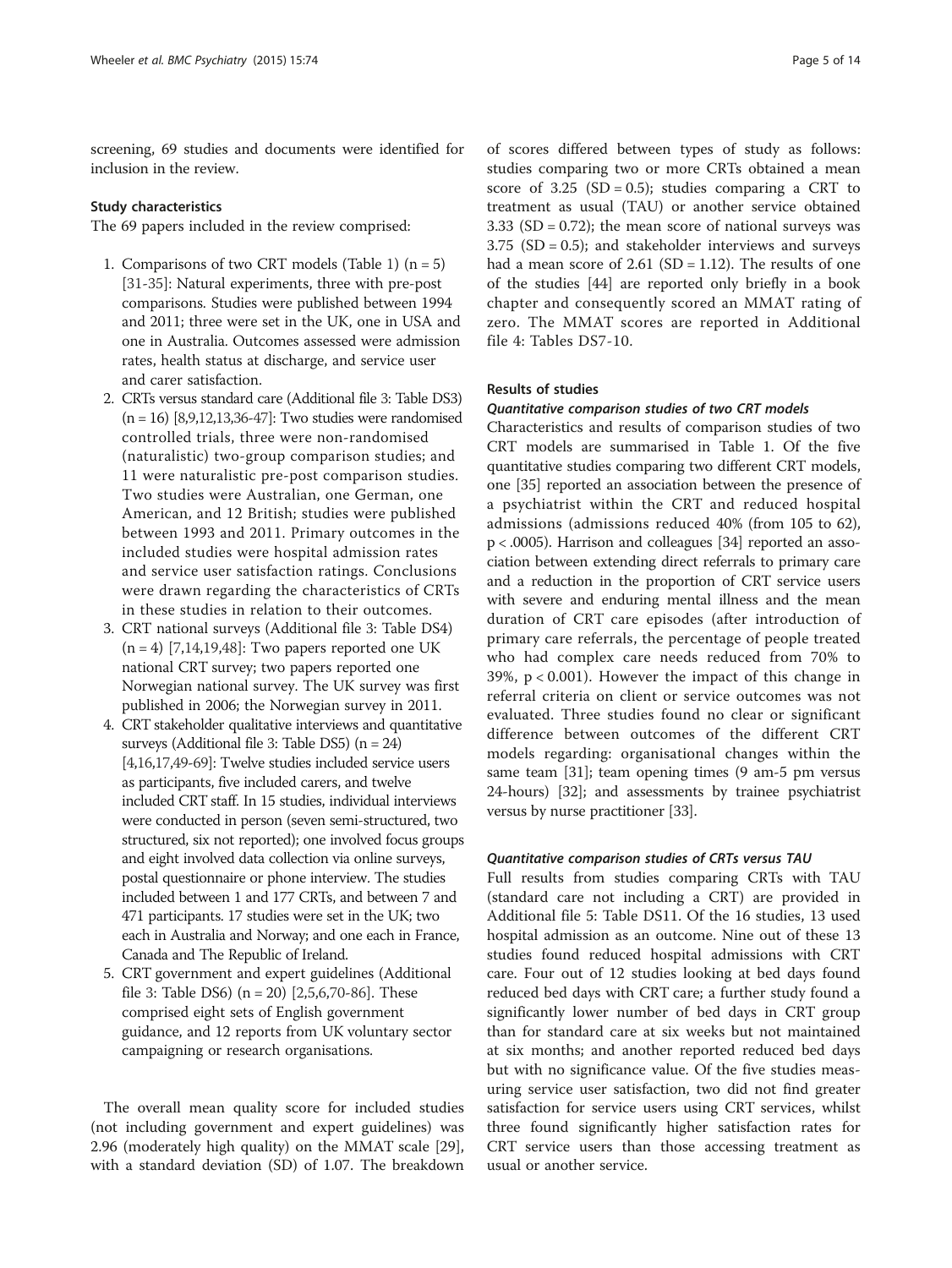screening, 69 studies and documents were identified for inclusion in the review.

#### Study characteristics

The 69 papers included in the review comprised:

1. Comparisons of two CRT models (Table 1) (n = 5) [31-35]: Natural experiments, three with pre-post comparisons. Studies were published between 1994 and 2011; three were set in the UK, one in USA and one in Australia. Outcomes assessed were admission rates, health status at discharge, and service user and carer satisfaction.
2. CRTs versus standard care (Additional file 3: Table DS3) (n = 16) [8,9,12,13,36-47]: Two studies were randomised controlled trials, three were non-randomised (naturalistic) two-group comparison studies; and 11 were naturalistic pre-post comparison studies. Two studies were Australian, one German, one American, and 12 British; studies were published between 1993 and 2011. Primary outcomes in the included studies were hospital admission rates and service user satisfaction ratings. Conclusions were drawn regarding the characteristics of CRTs in these studies in relation to their outcomes.
3. CRT national surveys (Additional file 3: Table DS4) (n = 4) [7,14,19,48]: Two papers reported one UK national CRT survey; two papers reported one Norwegian national survey. The UK survey was first published in 2006; the Norwegian survey in 2011.
4. CRT stakeholder qualitative interviews and quantitative surveys (Additional file 3: Table DS5) (n = 24) [4,16,17,49-69]: Twelve studies included service users as participants, five included carers, and twelve included CRT staff. In 15 studies, individual interviews were conducted in person (seven semi-structured, two structured, six not reported); one involved focus groups and eight involved data collection via online surveys, postal questionnaire or phone interview. The studies included between 1 and 177 CRTs, and between 7 and 471 participants. 17 studies were set in the UK; two each in Australia and Norway; and one each in France, Canada and The Republic of Ireland.
5. CRT government and expert guidelines (Additional file 3: Table DS6) (n = 20) [2,5,6,70-86]. These comprised eight sets of English government guidance, and 12 reports from UK voluntary sector campaigning or research organisations.

The overall mean quality score for included studies (not including government and expert guidelines) was 2.96 (moderately high quality) on the MMAT scale [29], with a standard deviation (SD) of 1.07. The breakdown of scores differed between types of study as follows: studies comparing two or more CRTs obtained a mean score of 3.25 (SD = 0.5); studies comparing a CRT to treatment as usual (TAU) or another service obtained 3.33 (SD = 0.72); the mean score of national surveys was 3.75 (SD = 0.5); and stakeholder interviews and surveys had a mean score of 2.61 (SD = 1.12). The results of one of the studies [44] are reported only briefly in a book chapter and consequently scored an MMAT rating of zero. The MMAT scores are reported in Additional file 4: Tables DS7-10.

#### Results of studies

##### *Quantitative comparison studies of two CRT models*

Characteristics and results of comparison studies of two CRT models are summarised in Table 1. Of the five quantitative studies comparing two different CRT models, one [35] reported an association between the presence of a psychiatrist within the CRT and reduced hospital admissions (admissions reduced 40% (from 105 to 62), $p < .0005$). Harrison and colleagues [34] reported an association between extending direct referrals to primary care and a reduction in the proportion of CRT service users with severe and enduring mental illness and the mean duration of CRT care episodes (after introduction of primary care referrals, the percentage of people treated who had complex care needs reduced from 70% to 39%, $p < 0.001$). However the impact of this change in referral criteria on client or service outcomes was not evaluated. Three studies found no clear or significant difference between outcomes of the different CRT models regarding: organisational changes within the same team [31]; team opening times (9 am-5 pm versus 24-hours) [32]; and assessments by trainee psychiatrist versus by nurse practitioner [33].

##### *Quantitative comparison studies of CRTs versus TAU*

Full results from studies comparing CRTs with TAU (standard care not including a CRT) are provided in Additional file 5: Table DS11. Of the 16 studies, 13 used hospital admission as an outcome. Nine out of these 13 studies found reduced hospital admissions with CRT care. Four out of 12 studies looking at bed days found reduced bed days with CRT care; a further study found a significantly lower number of bed days in CRT group than for standard care at six weeks but not maintained at six months; and another reported reduced bed days but with no significance value. Of the five studies measuring service user satisfaction, two did not find greater satisfaction for service users using CRT services, whilst three found significantly higher satisfaction rates for CRT service users than those accessing treatment as usual or another service.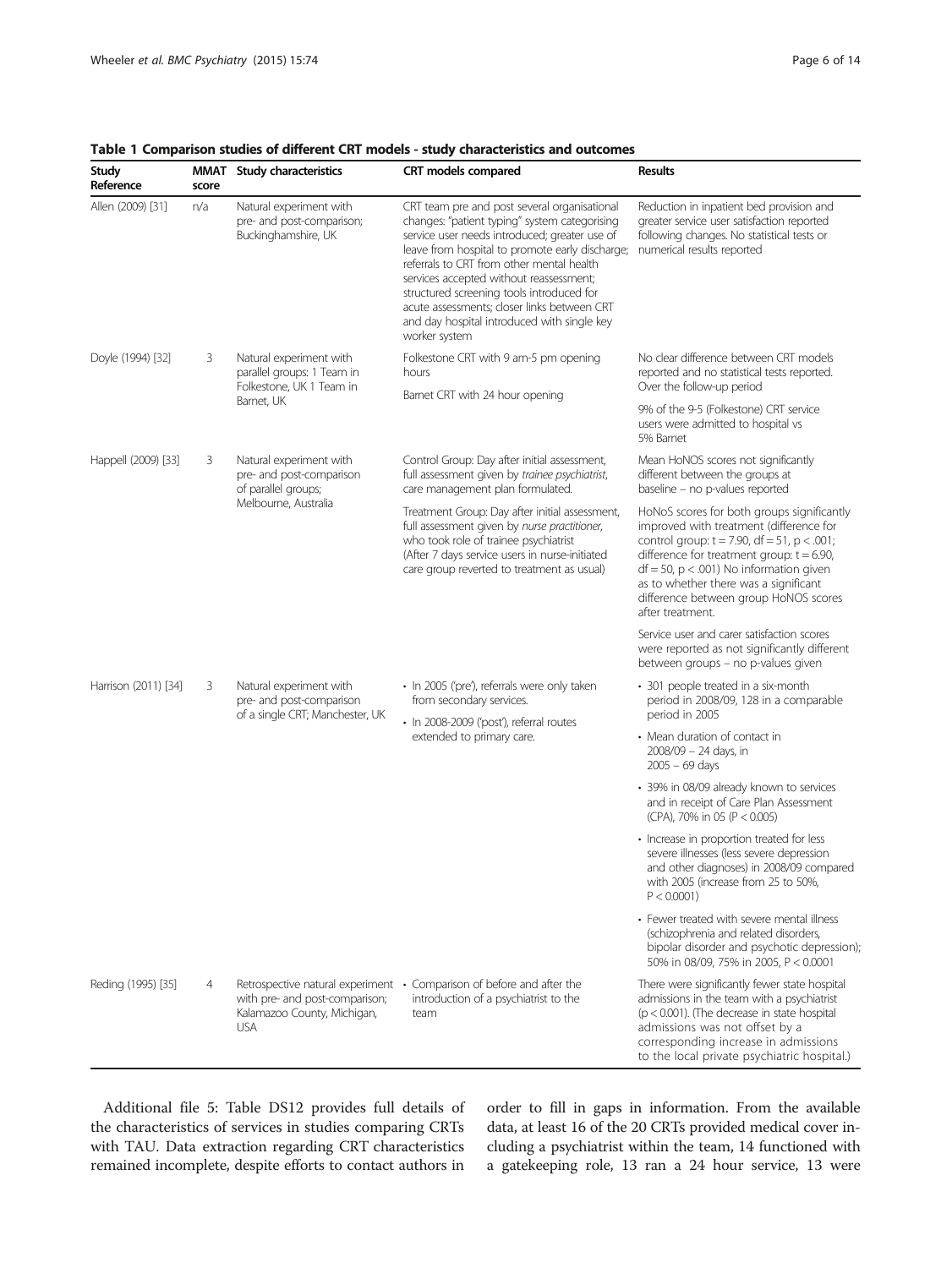**Table 1 Comparison studies of different CRT models - study characteristics and outcomes**

| Study Reference | MMAT score | Study characteristics | CRT models compared | Results |
|---|---|---|---|---|
| Allen (2009) [31] | n/a | Natural experiment with pre- and post-comparison; Buckinghamshire, UK | CRT team pre and post several organisational changes: "patient typing" system categorising service user needs introduced; greater use of leave from hospital to promote early discharge; referrals to CRT from other mental health services accepted without reassessment; structured screening tools introduced for acute assessments; closer links between CRT and day hospital introduced with single key worker system | Reduction in inpatient bed provision and greater service user satisfaction reported following changes. No statistical tests or numerical results reported |
| Doyle (1994) [32] | 3 | Natural experiment with parallel groups: 1 Team in Folkestone, UK 1 Team in Barnet, UK | Folkestone CRT with 9 am-5 pm opening hours | No clear difference between CRT models reported and no statistical tests reported. Over the follow-up period |
| | | | Barnet CRT with 24 hour opening | 9% of the 9-5 (Folkestone) CRT service users were admitted to hospital vs 5% Barnet |
| Happell (2009) [33] | 3 | Natural experiment with pre- and post-comparison of parallel groups; Melbourne, Australia | Control Group: Day after initial assessment, full assessment given by *trainee psychiatrist*, care management plan formulated. | Mean HoNOS scores not significantly different between the groups at baseline – no p-values reported |
| | | | Treatment Group: Day after initial assessment, full assessment given by *nurse practitioner*, who took role of trainee psychiatrist (After 7 days service users in nurse-initiated care group reverted to treatment as usual) | HoNoS scores for both groups significantly improved with treatment (difference for control group: $t = 7.90$, $df = 51$, $p < .001$; difference for treatment group: $t = 6.90$, $df = 50$, $p < .001$) No information given as to whether there was a significant difference between group HoNOS scores after treatment. |
| | | | | Service user and carer satisfaction scores were reported as not significantly different between groups – no p-values given |
| Harrison (2011) [34] | 3 | Natural experiment with pre- and post-comparison of a single CRT; Manchester, UK | • In 2005 ('pre'), referrals were only taken from secondary services.<br>• In 2008-2009 ('post'), referral routes extended to primary care. | • 301 people treated in a six-month period in 2008/09, 128 in a comparable period in 2005<br>• Mean duration of contact in 2008/09 – 24 days, in 2005 – 69 days<br>• 39% in 08/09 already known to services and in receipt of Care Plan Assessment (CPA), 70% in 05 ($P < 0.005$)<br>• Increase in proportion treated for less severe illnesses (less severe depression and other diagnoses) in 2008/09 compared with 2005 (increase from 25 to 50%, $P < 0.0001$)<br>• Fewer treated with severe mental illness (schizophrenia and related disorders, bipolar disorder and psychotic depression); 50% in 08/09, 75% in 2005, $P < 0.0001$ |
| Reding (1995) [35] | 4 | Retrospective natural experiment with pre- and post-comparison; Kalamazoo County, Michigan, USA | • Comparison of before and after the introduction of a psychiatrist to the team | There were significantly fewer state hospital admissions in the team with a psychiatrist ($p < 0.001$). (The decrease in state hospital admissions was not offset by a corresponding increase in admissions to the local private psychiatric hospital.) |

Additional file 5: Table DS12 provides full details of the characteristics of services in studies comparing CRTs with TAU. Data extraction regarding CRT characteristics remained incomplete, despite efforts to contact authors in order to fill in gaps in information. From the available data, at least 16 of the 20 CRTs provided medical cover including a psychiatrist within the team, 14 functioned with a gatekeeping role, 13 ran a 24 hour service, 13 were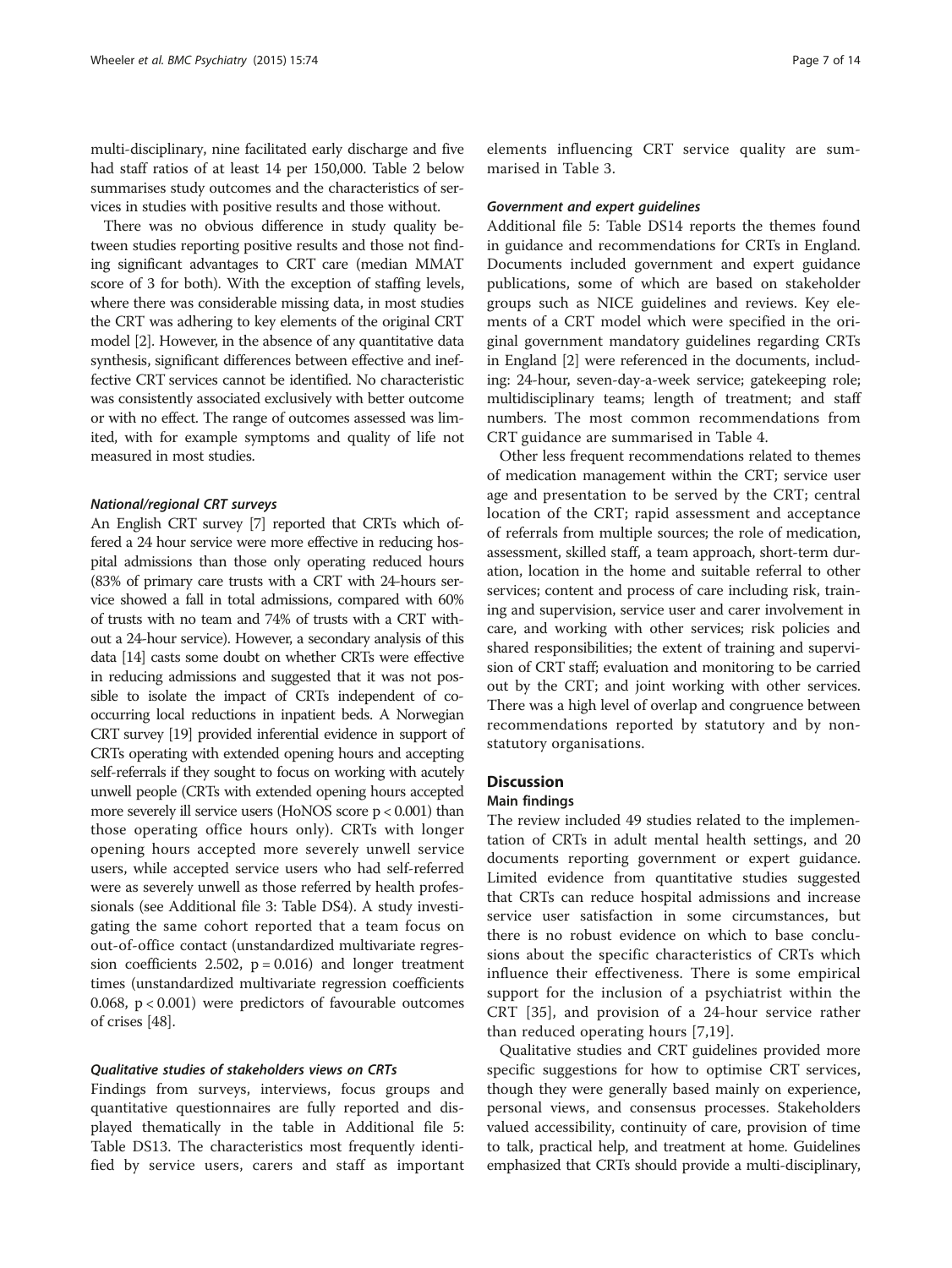multi-disciplinary, nine facilitated early discharge and five had staff ratios of at least 14 per 150,000. Table 2 below summarises study outcomes and the characteristics of services in studies with positive results and those without.

There was no obvious difference in study quality between studies reporting positive results and those not finding significant advantages to CRT care (median MMAT score of 3 for both). With the exception of staffing levels, where there was considerable missing data, in most studies the CRT was adhering to key elements of the original CRT model [2]. However, in the absence of any quantitative data synthesis, significant differences between effective and ineffective CRT services cannot be identified. No characteristic was consistently associated exclusively with better outcome or with no effect. The range of outcomes assessed was limited, with for example symptoms and quality of life not measured in most studies.

#### *National/regional CRT surveys*

An English CRT survey [7] reported that CRTs which offered a 24 hour service were more effective in reducing hospital admissions than those only operating reduced hours (83% of primary care trusts with a CRT with 24-hours service showed a fall in total admissions, compared with 60% of trusts with no team and 74% of trusts with a CRT without a 24-hour service). However, a secondary analysis of this data [14] casts some doubt on whether CRTs were effective in reducing admissions and suggested that it was not possible to isolate the impact of CRTs independent of co-occurring local reductions in inpatient beds. A Norwegian CRT survey [19] provided inferential evidence in support of CRTs operating with extended opening hours and accepting self-referrals if they sought to focus on working with acutely unwell people (CRTs with extended opening hours accepted more severely ill service users (HoNOS score $p < 0.001$) than those operating office hours only). CRTs with longer opening hours accepted more severely unwell service users, while accepted service users who had self-referred were as severely unwell as those referred by health professionals (see Additional file 3: Table DS4). A study investigating the same cohort reported that a team focus on out-of-office contact (unstandardized multivariate regression coefficients 2.502, $p = 0.016$) and longer treatment times (unstandardized multivariate regression coefficients 0.068, $p < 0.001$) were predictors of favourable outcomes of crises [48].

#### *Qualitative studies of stakeholders views on CRTs*

Findings from surveys, interviews, focus groups and quantitative questionnaires are fully reported and displayed thematically in the table in Additional file 5: Table DS13. The characteristics most frequently identified by service users, carers and staff as important elements influencing CRT service quality are summarised in Table 3.

#### *Government and expert guidelines*

Additional file 5: Table DS14 reports the themes found in guidance and recommendations for CRTs in England. Documents included government and expert guidance publications, some of which are based on stakeholder groups such as NICE guidelines and reviews. Key elements of a CRT model which were specified in the original government mandatory guidelines regarding CRTs in England [2] were referenced in the documents, including: 24-hour, seven-day-a-week service; gatekeeping role; multidisciplinary teams; length of treatment; and staff numbers. The most common recommendations from CRT guidance are summarised in Table 4.

Other less frequent recommendations related to themes of medication management within the CRT; service user age and presentation to be served by the CRT; central location of the CRT; rapid assessment and acceptance of referrals from multiple sources; the role of medication, assessment, skilled staff, a team approach, short-term duration, location in the home and suitable referral to other services; content and process of care including risk, training and supervision, service user and carer involvement in care, and working with other services; risk policies and shared responsibilities; the extent of training and supervision of CRT staff; evaluation and monitoring to be carried out by the CRT; and joint working with other services. There was a high level of overlap and congruence between recommendations reported by statutory and by non-statutory organisations.

## Discussion

### Main findings

The review included 49 studies related to the implementation of CRTs in adult mental health settings, and 20 documents reporting government or expert guidance. Limited evidence from quantitative studies suggested that CRTs can reduce hospital admissions and increase service user satisfaction in some circumstances, but there is no robust evidence on which to base conclusions about the specific characteristics of CRTs which influence their effectiveness. There is some empirical support for the inclusion of a psychiatrist within the CRT [35], and provision of a 24-hour service rather than reduced operating hours [7,19].

Qualitative studies and CRT guidelines provided more specific suggestions for how to optimise CRT services, though they were generally based mainly on experience, personal views, and consensus processes. Stakeholders valued accessibility, continuity of care, provision of time to talk, practical help, and treatment at home. Guidelines emphasized that CRTs should provide a multi-disciplinary,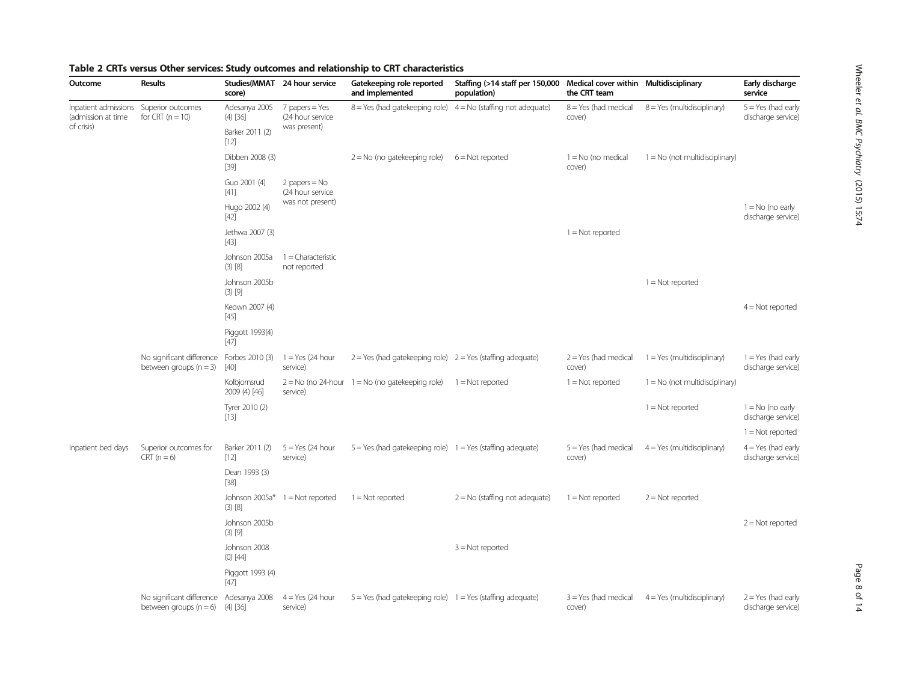**Table 2 CRTs versus Other services: Study outcomes and relationship to CRT characteristics**

| Outcome | Results | Studies(MMAT score) | 24 hour service | Gatekeeping role reported and implemented | Staffing (>14 staff per 150,000 population) | Medical cover within the CRT team | Multidisciplinary | Early discharge service |
|---|---|---|---|---|---|---|---|---|
| Inpatient admissions (admission at time of crisis) | Superior outcomes for CRT (n = 10) | Adesanya 2005 (4) [36] | 7 papers = Yes (24 hour service was present) | 8 = Yes (had gatekeeping role) | 4 = No (staffing not adequate) | 8 = Yes (had medical cover) | 8 = Yes (multidisciplinary) | 5 = Yes (had early discharge service) |
| | | Barker 2011 (2) [12] | | | | | | |
| | | Dibben 2008 (3) [39] | | 2 = No (no gatekeeping role) | 6 = Not reported | 1 = No (no medical cover) | 1 = No (not multidisciplinary) | |
| | | Guo 2001 (4) [41] | 2 papers = No (24 hour service was not present) | | | | | |
| | | Hugo 2002 (4) [42] | | | | | | 1 = No (no early discharge service) |
| | | Jethwa 2007 (3) [43] | | | | 1 = Not reported | | |
| | | Johnson 2005a (3) [8] | 1 = Characteristic not reported | | | | | |
| | | Johnson 2005b (3) [9] | | | | | 1 = Not reported | |
| | | Keown 2007 (4) [45] | | | | | | 4 = Not reported |
| | | Piggott 1993(4) [47] | | | | | | |
| | No significant difference between groups (n = 3) | Forbes 2010 (3) [40] | 1 = Yes (24 hour service) | 2 = Yes (had gatekeeping role) | 2 = Yes (staffing adequate) | 2 = Yes (had medical cover) | 1 = Yes (multidisciplinary) | 1 = Yes (had early discharge service) |
| | | Kolbjornsrud 2009 (4) [46] | 2 = No (no 24-hour service) | 1 = No (no gatekeeping role) | 1 = Not reported | 1 = Not reported | 1 = No (not multidisciplinary) | |
| | | Tyrer 2010 (2) [13] | | | | | 1 = Not reported | 1 = No (no early discharge service) |
| | | | | | | | | 1 = Not reported |
| Inpatient bed days | Superior outcomes for CRT (n = 6) | Barker 2011 (2) [12] | 5 = Yes (24 hour service) | 5 = Yes (had gatekeeping role) | 1 = Yes (staffing adequate) | 5 = Yes (had medical cover) | 4 = Yes (multidisciplinary) | 4 = Yes (had early discharge service) |
| | | Dean 1993 (3) [38] | | | | | | |
| | | Johnson 2005a* (3) [8] | 1 = Not reported | 1 = Not reported | 2 = No (staffing not adequate) | 1 = Not reported | 2 = Not reported | |
| | | Johnson 2005b (3) [9] | | | | | | 2 = Not reported |
| | | Johnson 2008 (0) [44] | | | 3 = Not reported | | | |
| | | Piggott 1993 (4) [47] | | | | | | |
| | No significant difference between groups (n = 6) | Adesanya 2008 (4) [36] | 4 = Yes (24 hour service) | 5 = Yes (had gatekeeping role) | 1 = Yes (staffing adequate) | 3 = Yes (had medical cover) | 4 = Yes (multidisciplinary) | 2 = Yes (had early discharge service) |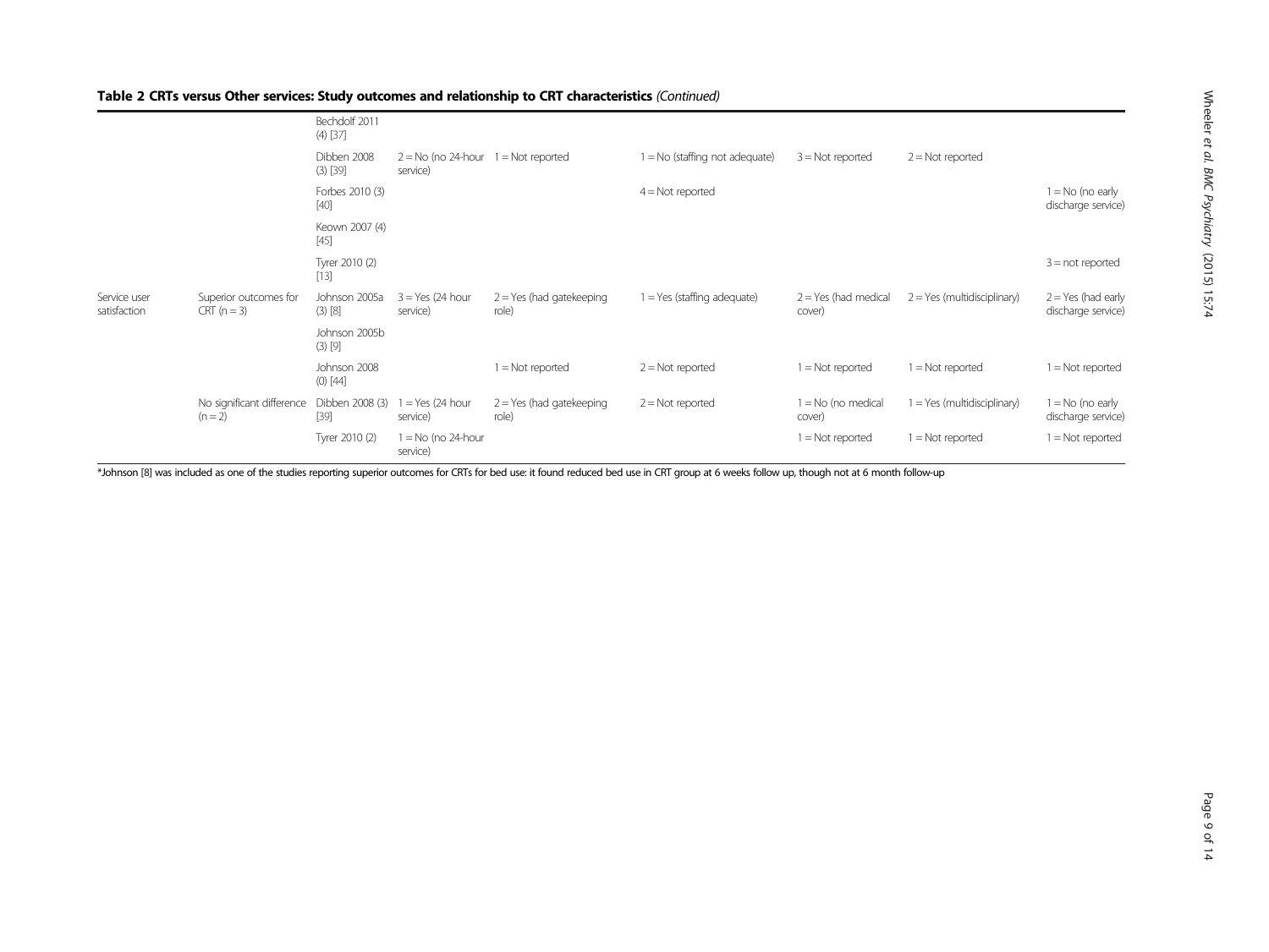## Table 2 CRTs versus Other services: Study outcomes and relationship to CRT characteristics *(Continued)*

| | | | | | | | | |
|---|---|---|---|---|---|---|---|---|
| | | Bechdolf 2011 (4) [37] | | | | | | |
| | | Dibben 2008 (3) [39] | 2 = No (no 24-hour service) | 1 = Not reported | 1 = No (staffing not adequate) | 3 = Not reported | 2 = Not reported | |
| | | Forbes 2010 (3) [40] | | | 4 = Not reported | | | 1 = No (no early discharge service) |
| | | Keown 2007 (4) [45] | | | | | | |
| | | Tyrer 2010 (2) [13] | | | | | | 3 = not reported |
| Service user satisfaction | Superior outcomes for CRT (n = 3) | Johnson 2005a (3) [8] | 3 = Yes (24 hour service) | 2 = Yes (had gatekeeping role) | 1 = Yes (staffing adequate) | 2 = Yes (had medical cover) | 2 = Yes (multidisciplinary) | 2 = Yes (had early discharge service) |
| | | Johnson 2005b (3) [9] | | | | | | |
| | | Johnson 2008 (0) [44] | | 1 = Not reported | 2 = Not reported | 1 = Not reported | 1 = Not reported | 1 = Not reported |
| | No significant difference (n = 2) | Dibben 2008 (3) [39] | 1 = Yes (24 hour service) | 2 = Yes (had gatekeeping role) | 2 = Not reported | 1 = No (no medical cover) | 1 = Yes (multidisciplinary) | 1 = No (no early discharge service) |
| | | Tyrer 2010 (2) | 1 = No (no 24-hour service) | | | 1 = Not reported | 1 = Not reported | 1 = Not reported |

*Johnson [8] was included as one of the studies reporting superior outcomes for CRTs for bed use: it found reduced bed use in CRT group at 6 weeks follow up, though not at 6 month follow-up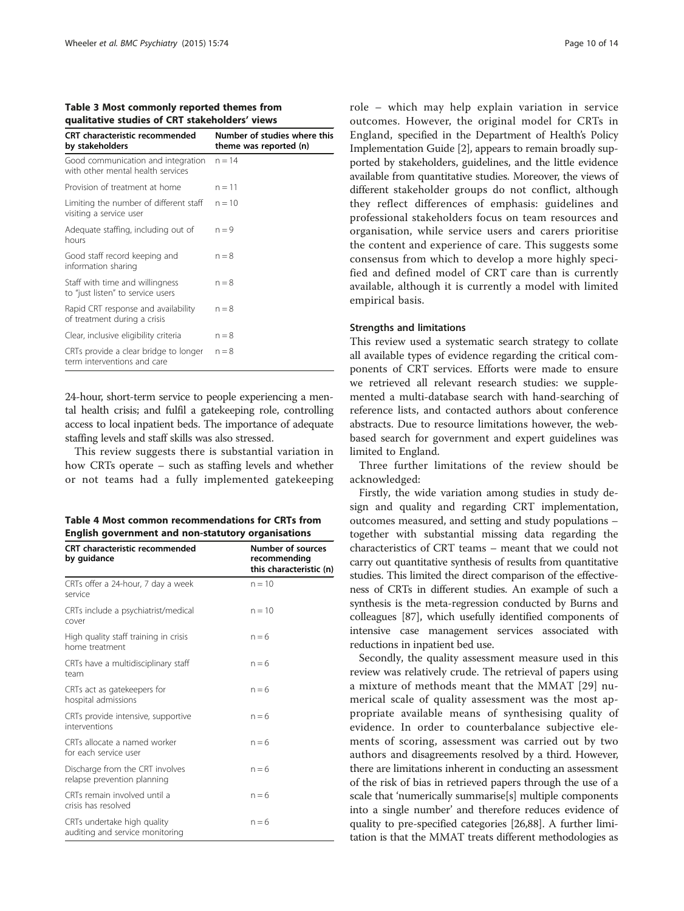**Table 3 Most commonly reported themes from qualitative studies of CRT stakeholders' views**

| CRT characteristic recommended by stakeholders | Number of studies where this theme was reported (n) |
| --- | --- |
| Good communication and integration with other mental health services | n = 14 |
| Provision of treatment at home | n = 11 |
| Limiting the number of different staff visiting a service user | n = 10 |
| Adequate staffing, including out of hours | n = 9 |
| Good staff record keeping and information sharing | n = 8 |
| Staff with time and willingness to "just listen" to service users | n = 8 |
| Rapid CRT response and availability of treatment during a crisis | n = 8 |
| Clear, inclusive eligibility criteria | n = 8 |
| CRTs provide a clear bridge to longer term interventions and care | n = 8 |

24-hour, short-term service to people experiencing a mental health crisis; and fulfil a gatekeeping role, controlling access to local inpatient beds. The importance of adequate staffing levels and staff skills was also stressed.

This review suggests there is substantial variation in how CRTs operate – such as staffing levels and whether or not teams had a fully implemented gatekeeping role – which may help explain variation in service outcomes. However, the original model for CRTs in England, specified in the Department of Health's Policy Implementation Guide [2], appears to remain broadly supported by stakeholders, guidelines, and the little evidence available from quantitative studies. Moreover, the views of different stakeholder groups do not conflict, although they reflect differences of emphasis: guidelines and professional stakeholders focus on team resources and organisation, while service users and carers prioritise the content and experience of care. This suggests some consensus from which to develop a more highly specified and defined model of CRT care than is currently available, although it is currently a model with limited empirical basis.

**Table 4 Most common recommendations for CRTs from English government and non-statutory organisations**

| CRT characteristic recommended by guidance | Number of sources recommending this characteristic (n) |
| --- | --- |
| CRTs offer a 24-hour, 7 day a week service | n = 10 |
| CRTs include a psychiatrist/medical cover | n = 10 |
| High quality staff training in crisis home treatment | n = 6 |
| CRTs have a multidisciplinary staff team | n = 6 |
| CRTs act as gatekeepers for hospital admissions | n = 6 |
| CRTs provide intensive, supportive interventions | n = 6 |
| CRTs allocate a named worker for each service user | n = 6 |
| Discharge from the CRT involves relapse prevention planning | n = 6 |
| CRTs remain involved until a crisis has resolved | n = 6 |
| CRTs undertake high quality auditing and service monitoring | n = 6 |

### Strengths and limitations

This review used a systematic search strategy to collate all available types of evidence regarding the critical components of CRT services. Efforts were made to ensure we retrieved all relevant research studies: we supplemented a multi-database search with hand-searching of reference lists, and contacted authors about conference abstracts. Due to resource limitations however, the web-based search for government and expert guidelines was limited to England.

Three further limitations of the review should be acknowledged:

Firstly, the wide variation among studies in study design and quality and regarding CRT implementation, outcomes measured, and setting and study populations – together with substantial missing data regarding the characteristics of CRT teams – meant that we could not carry out quantitative synthesis of results from quantitative studies. This limited the direct comparison of the effectiveness of CRTs in different studies. An example of such a synthesis is the meta-regression conducted by Burns and colleagues [87], which usefully identified components of intensive case management services associated with reductions in inpatient bed use.

Secondly, the quality assessment measure used in this review was relatively crude. The retrieval of papers using a mixture of methods meant that the MMAT [29] numerical scale of quality assessment was the most appropriate available means of synthesising quality of evidence. In order to counterbalance subjective elements of scoring, assessment was carried out by two authors and disagreements resolved by a third. However, there are limitations inherent in conducting an assessment of the risk of bias in retrieved papers through the use of a scale that 'numerically summarise[s] multiple components into a single number' and therefore reduces evidence of quality to pre-specified categories [26,88]. A further limitation is that the MMAT treats different methodologies as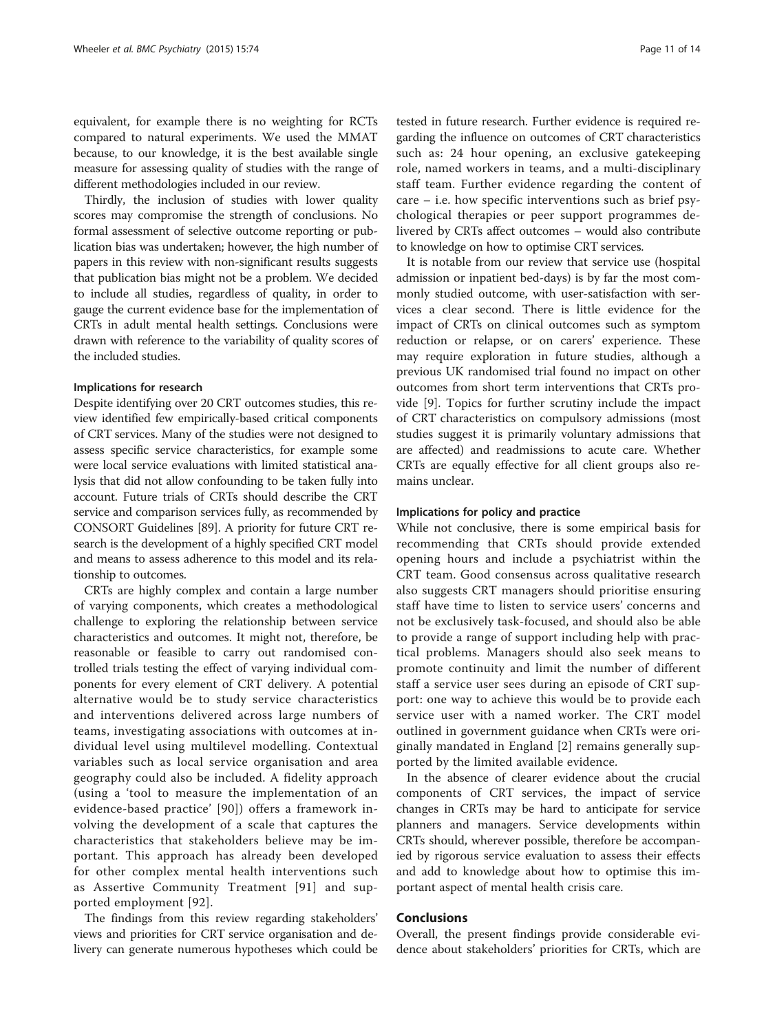equivalent, for example there is no weighting for RCTs compared to natural experiments. We used the MMAT because, to our knowledge, it is the best available single measure for assessing quality of studies with the range of different methodologies included in our review.

Thirdly, the inclusion of studies with lower quality scores may compromise the strength of conclusions. No formal assessment of selective outcome reporting or publication bias was undertaken; however, the high number of papers in this review with non-significant results suggests that publication bias might not be a problem. We decided to include all studies, regardless of quality, in order to gauge the current evidence base for the implementation of CRTs in adult mental health settings. Conclusions were drawn with reference to the variability of quality scores of the included studies.

### Implications for research

Despite identifying over 20 CRT outcomes studies, this review identified few empirically-based critical components of CRT services. Many of the studies were not designed to assess specific service characteristics, for example some were local service evaluations with limited statistical analysis that did not allow confounding to be taken fully into account. Future trials of CRTs should describe the CRT service and comparison services fully, as recommended by CONSORT Guidelines [89]. A priority for future CRT research is the development of a highly specified CRT model and means to assess adherence to this model and its relationship to outcomes.

CRTs are highly complex and contain a large number of varying components, which creates a methodological challenge to exploring the relationship between service characteristics and outcomes. It might not, therefore, be reasonable or feasible to carry out randomised controlled trials testing the effect of varying individual components for every element of CRT delivery. A potential alternative would be to study service characteristics and interventions delivered across large numbers of teams, investigating associations with outcomes at individual level using multilevel modelling. Contextual variables such as local service organisation and area geography could also be included. A fidelity approach (using a 'tool to measure the implementation of an evidence-based practice' [90]) offers a framework involving the development of a scale that captures the characteristics that stakeholders believe may be important. This approach has already been developed for other complex mental health interventions such as Assertive Community Treatment [91] and supported employment [92].

The findings from this review regarding stakeholders' views and priorities for CRT service organisation and delivery can generate numerous hypotheses which could be tested in future research. Further evidence is required regarding the influence on outcomes of CRT characteristics such as: 24 hour opening, an exclusive gatekeeping role, named workers in teams, and a multi-disciplinary staff team. Further evidence regarding the content of care – i.e. how specific interventions such as brief psychological therapies or peer support programmes delivered by CRTs affect outcomes – would also contribute to knowledge on how to optimise CRT services.

It is notable from our review that service use (hospital admission or inpatient bed-days) is by far the most commonly studied outcome, with user-satisfaction with services a clear second. There is little evidence for the impact of CRTs on clinical outcomes such as symptom reduction or relapse, or on carers' experience. These may require exploration in future studies, although a previous UK randomised trial found no impact on other outcomes from short term interventions that CRTs provide [9]. Topics for further scrutiny include the impact of CRT characteristics on compulsory admissions (most studies suggest it is primarily voluntary admissions that are affected) and readmissions to acute care. Whether CRTs are equally effective for all client groups also remains unclear.

### Implications for policy and practice

While not conclusive, there is some empirical basis for recommending that CRTs should provide extended opening hours and include a psychiatrist within the CRT team. Good consensus across qualitative research also suggests CRT managers should prioritise ensuring staff have time to listen to service users' concerns and not be exclusively task-focused, and should also be able to provide a range of support including help with practical problems. Managers should also seek means to promote continuity and limit the number of different staff a service user sees during an episode of CRT support: one way to achieve this would be to provide each service user with a named worker. The CRT model outlined in government guidance when CRTs were originally mandated in England [2] remains generally supported by the limited available evidence.

In the absence of clearer evidence about the crucial components of CRT services, the impact of service changes in CRTs may be hard to anticipate for service planners and managers. Service developments within CRTs should, wherever possible, therefore be accompanied by rigorous service evaluation to assess their effects and add to knowledge about how to optimise this important aspect of mental health crisis care.

## Conclusions

Overall, the present findings provide considerable evidence about stakeholders' priorities for CRTs, which are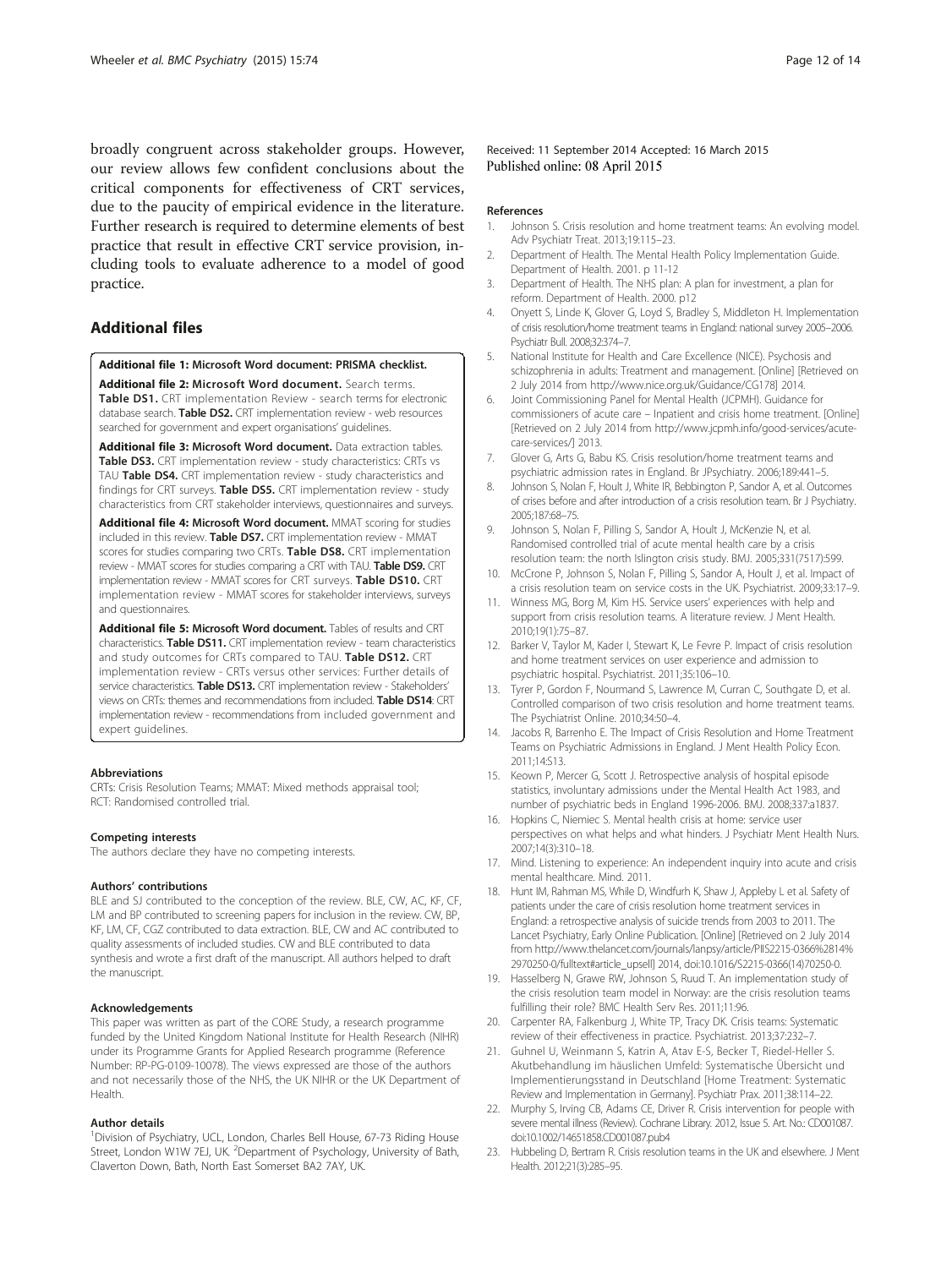broadly congruent across stakeholder groups. However, our review allows few confident conclusions about the critical components for effectiveness of CRT services, due to the paucity of empirical evidence in the literature. Further research is required to determine elements of best practice that result in effective CRT service provision, including tools to evaluate adherence to a model of good practice.

## Additional files

**Additional file 1: Microsoft Word document: PRISMA checklist.**

**Additional file 2: Microsoft Word document.** Search terms. **Table DS1.** CRT implementation Review - search terms for electronic database search. **Table DS2.** CRT implementation review - web resources searched for government and expert organisations' guidelines.

**Additional file 3: Microsoft Word document.** Data extraction tables. **Table DS3.** CRT implementation review - study characteristics: CRTs vs TAU **Table DS4.** CRT implementation review - study characteristics and findings for CRT surveys. **Table DS5.** CRT implementation review - study characteristics from CRT stakeholder interviews, questionnaires and surveys.

**Additional file 4: Microsoft Word document.** MMAT scoring for studies included in this review. **Table DS7.** CRT implementation review - MMAT scores for studies comparing two CRTs. **Table DS8.** CRT implementation review - MMAT scores for studies comparing a CRT with TAU. **Table DS9.** CRT implementation review - MMAT scores for CRT surveys. **Table DS10.** CRT implementation review - MMAT scores for stakeholder interviews, surveys and questionnaires.

**Additional file 5: Microsoft Word document.** Tables of results and CRT characteristics. **Table DS11.** CRT implementation review - team characteristics and study outcomes for CRTs compared to TAU. **Table DS12.** CRT implementation review - CRTs versus other services: Further details of service characteristics. **Table DS13.** CRT implementation review - Stakeholders' views on CRTs: themes and recommendations from included. **Table DS14**: CRT implementation review - recommendations from included government and expert guidelines.

#### Abbreviations

CRTs: Crisis Resolution Teams; MMAT: Mixed methods appraisal tool; RCT: Randomised controlled trial.

#### Competing interests

The authors declare they have no competing interests.

#### Authors' contributions

BLE and SJ contributed to the conception of the review. BLE, CW, AC, KF, CF, LM and BP contributed to screening papers for inclusion in the review. CW, BP, KF, LM, CF, CGZ contributed to data extraction. BLE, CW and AC contributed to quality assessments of included studies. CW and BLE contributed to data synthesis and wrote a first draft of the manuscript. All authors helped to draft the manuscript.

#### Acknowledgements

This paper was written as part of the CORE Study, a research programme funded by the United Kingdom National Institute for Health Research (NIHR) under its Programme Grants for Applied Research programme (Reference Number: RP-PG-0109-10078). The views expressed are those of the authors and not necessarily those of the NHS, the UK NIHR or the UK Department of Health.

#### Author details

[1]Division of Psychiatry, UCL, London, Charles Bell House, 67-73 Riding House Street, London W1W 7EJ, UK. [2]Department of Psychology, University of Bath, Claverton Down, Bath, North East Somerset BA2 7AY, UK.

Received: 11 September 2014 Accepted: 16 March 2015
Published online: 08 April 2015

#### References

1. Johnson S. Crisis resolution and home treatment teams: An evolving model. Adv Psychiatr Treat. 2013;19:115–23.
2. Department of Health. The Mental Health Policy Implementation Guide. Department of Health. 2001. p 11-12
3. Department of Health. The NHS plan: A plan for investment, a plan for reform. Department of Health. 2000. p12
4. Onyett S, Linde K, Glover G, Loyd S, Bradley S, Middleton H. Implementation of crisis resolution/home treatment teams in England: national survey 2005–2006. Psychiatr Bull. 2008;32:374–7.
5. National Institute for Health and Care Excellence (NICE). Psychosis and schizophrenia in adults: Treatment and management. [Online] [Retrieved on 2 July 2014 from http://www.nice.org.uk/Guidance/CG178] 2014.
6. Joint Commissioning Panel for Mental Health (JCPMH). Guidance for commissioners of acute care – Inpatient and crisis home treatment. [Online] [Retrieved on 2 July 2014 from http://www.jcpmh.info/good-services/acute-care-services/] 2013.
7. Glover G, Arts G, Babu KS. Crisis resolution/home treatment teams and psychiatric admission rates in England. Br JPsychiatry. 2006;189:441–5.
8. Johnson S, Nolan F, Hoult J, White IR, Bebbington P, Sandor A, et al. Outcomes of crises before and after introduction of a crisis resolution team. Br J Psychiatry. 2005;187:68–75.
9. Johnson S, Nolan F, Pilling S, Sandor A, Hoult J, McKenzie N, et al. Randomised controlled trial of acute mental health care by a crisis resolution team: the north Islington crisis study. BMJ. 2005;331(7517):599.
10. McCrone P, Johnson S, Nolan F, Pilling S, Sandor A, Hoult J, et al. Impact of a crisis resolution team on service costs in the UK. Psychiatrist. 2009;33:17–9.
11. Winness MG, Borg M, Kim HS. Service users' experiences with help and support from crisis resolution teams. A literature review. J Ment Health. 2010;19(1):75–87.
12. Barker V, Taylor M, Kader I, Stewart K, Le Fevre P. Impact of crisis resolution and home treatment services on user experience and admission to psychiatric hospital. Psychiatrist. 2011;35:106–10.
13. Tyrer P, Gordon F, Nourmand S, Lawrence M, Curran C, Southgate D, et al. Controlled comparison of two crisis resolution and home treatment teams. The Psychiatrist Online. 2010;34:50–4.
14. Jacobs R, Barrenho E. The Impact of Crisis Resolution and Home Treatment Teams on Psychiatric Admissions in England. J Ment Health Policy Econ. 2011;14:S13.
15. Keown P, Mercer G, Scott J. Retrospective analysis of hospital episode statistics, involuntary admissions under the Mental Health Act 1983, and number of psychiatric beds in England 1996-2006. BMJ. 2008;337:a1837.
16. Hopkins C, Niemiec S. Mental health crisis at home: service user perspectives on what helps and what hinders. J Psychiatr Ment Health Nurs. 2007;14(3):310–18.
17. Mind. Listening to experience: An independent inquiry into acute and crisis mental healthcare. Mind. 2011.
18. Hunt IM, Rahman MS, While D, Windfurh K, Shaw J, Appleby L et al. Safety of patients under the care of crisis resolution home treatment services in England: a retrospective analysis of suicide trends from 2003 to 2011. The Lancet Psychiatry, Early Online Publication. [Online] [Retrieved on 2 July 2014 from http://www.thelancet.com/journals/lanpsy/article/PIIS2215-0366%2814%2970250-0/fulltext#article_upsell] 2014, doi:10.1016/S2215-0366(14)70250-0.
19. Hasselberg N, Grawe RW, Johnson S, Ruud T. An implementation study of the crisis resolution team model in Norway: are the crisis resolution teams fulfilling their role? BMC Health Serv Res. 2011;11:96.
20. Carpenter RA, Falkenburg J, White TP, Tracy DK. Crisis teams: Systematic review of their effectiveness in practice. Psychiatrist. 2013;37:232–7.
21. Guhnel U, Weinmann S, Katrin A, Atav E-S, Becker T, Riedel-Heller S. Akutbehandlung im häuslichen Umfeld: Systematische Übersicht und Implementierungsstand in Deutschland [Home Treatment: Systematic Review and Implementation in Germany]. Psychiatr Prax. 2011;38:114–22.
22. Murphy S, Irving CB, Adams CE, Driver R. Crisis intervention for people with severe mental illness (Review). Cochrane Library. 2012, Issue 5. Art. No.: CD001087. doi:10.1002/14651858.CD001087.pub4
23. Hubbeling D, Bertram R. Crisis resolution teams in the UK and elsewhere. J Ment Health. 2012;21(3):285–95.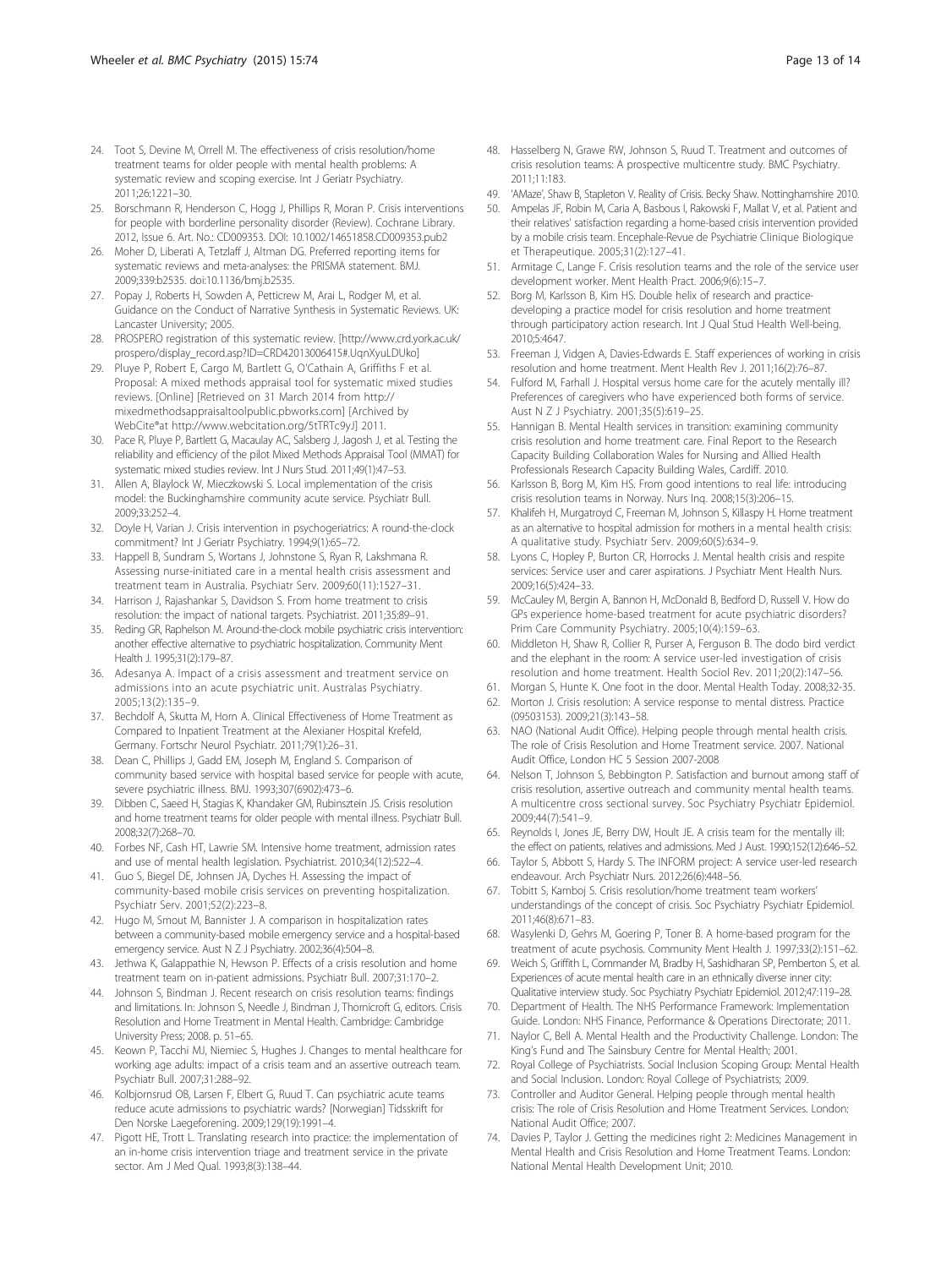24. Toot S, Devine M, Orrell M. The effectiveness of crisis resolution/home treatment teams for older people with mental health problems: A systematic review and scoping exercise. Int J Geriatr Psychiatry. 2011;26:1221–30.
25. Borschmann R, Henderson C, Hogg J, Phillips R, Moran P. Crisis interventions for people with borderline personality disorder (Review). Cochrane Library. 2012, Issue 6. Art. No.: CD009353. DOI: 10.1002/14651858.CD009353.pub2
26. Moher D, Liberati A, Tetzlaff J, Altman DG. Preferred reporting items for systematic reviews and meta-analyses: the PRISMA statement. BMJ. 2009;339:b2535. doi:10.1136/bmj.b2535.
27. Popay J, Roberts H, Sowden A, Petticrew M, Arai L, Rodger M, et al. Guidance on the Conduct of Narrative Synthesis in Systematic Reviews. UK: Lancaster University; 2005.
28. PROSPERO registration of this systematic review. [http://www.crd.york.ac.uk/prospero/display_record.asp?ID=CRD42013006415#.UqnXyuLDUko]
29. Pluye P, Robert E, Cargo M, Bartlett G, O'Cathain A, Griffiths F et al. Proposal: A mixed methods appraisal tool for systematic mixed studies reviews. [Online] [Retrieved on 31 March 2014 from http://mixedmethodsappraisaltoolpublic.pbworks.com] [Archived by WebCite®at http://www.webcitation.org/5tTRTc9yJ] 2011.
30. Pace R, Pluye P, Bartlett G, Macaulay AC, Salsberg J, Jagosh J, et al. Testing the reliability and efficiency of the pilot Mixed Methods Appraisal Tool (MMAT) for systematic mixed studies review. Int J Nurs Stud. 2011;49(1):47–53.
31. Allen A, Blaylock W, Mieczkowski S. Local implementation of the crisis model: the Buckinghamshire community acute service. Psychiatr Bull. 2009;33:252–4.
32. Doyle H, Varian J. Crisis intervention in psychogeriatrics: A round-the-clock commitment? Int J Geriatr Psychiatry. 1994;9(1):65–72.
33. Happell B, Sundram S, Wortans J, Johnstone S, Ryan R, Lakshmana R. Assessing nurse-initiated care in a mental health crisis assessment and treatment team in Australia. Psychiatr Serv. 2009;60(11):1527–31.
34. Harrison J, Rajashankar S, Davidson S. From home treatment to crisis resolution: the impact of national targets. Psychiatrist. 2011;35:89–91.
35. Reding GR, Raphelson M. Around-the-clock mobile psychiatric crisis intervention: another effective alternative to psychiatric hospitalization. Community Ment Health J. 1995;31(2):179–87.
36. Adesanya A. Impact of a crisis assessment and treatment service on admissions into an acute psychiatric unit. Australas Psychiatry. 2005;13(2):135–9.
37. Bechdolf A, Skutta M, Horn A. Clinical Effectiveness of Home Treatment as Compared to Inpatient Treatment at the Alexianer Hospital Krefeld, Germany. Fortschr Neurol Psychiatr. 2011;79(1):26–31.
38. Dean C, Phillips J, Gadd EM, Joseph M, England S. Comparison of community based service with hospital based service for people with acute, severe psychiatric illness. BMJ. 1993;307(6902):473–6.
39. Dibben C, Saeed H, Stagias K, Khandaker GM, Rubinsztein JS. Crisis resolution and home treatment teams for older people with mental illness. Psychiatr Bull. 2008;32(7):268–70.
40. Forbes NF, Cash HT, Lawrie SM. Intensive home treatment, admission rates and use of mental health legislation. Psychiatrist. 2010;34(12):522–4.
41. Guo S, Biegel DE, Johnsen JA, Dyches H. Assessing the impact of community-based mobile crisis services on preventing hospitalization. Psychiatr Serv. 2001;52(2):223–8.
42. Hugo M, Smout M, Bannister J. A comparison in hospitalization rates between a community-based mobile emergency service and a hospital-based emergency service. Aust N Z J Psychiatry. 2002;36(4):504–8.
43. Jethwa K, Galappathie N, Hewson P. Effects of a crisis resolution and home treatment team on in-patient admissions. Psychiatr Bull. 2007;31:170–2.
44. Johnson S, Bindman J. Recent research on crisis resolution teams: findings and limitations. In: Johnson S, Needle J, Bindman J, Thornicroft G, editors. Crisis Resolution and Home Treatment in Mental Health. Cambridge: Cambridge University Press; 2008. p. 51–65.
45. Keown P, Tacchi MJ, Niemiec S, Hughes J. Changes to mental healthcare for working age adults: impact of a crisis team and an assertive outreach team. Psychiatr Bull. 2007;31:288–92.
46. Kolbjornsrud OB, Larsen F, Elbert G, Ruud T. Can psychiatric acute teams reduce acute admissions to psychiatric wards? [Norwegian] Tidsskrift for Den Norske Laegeforening. 2009;129(19):1991–4.
47. Pigott HE, Trott L. Translating research into practice: the implementation of an in-home crisis intervention triage and treatment service in the private sector. Am J Med Qual. 1993;8(3):138–44.
48. Hasselberg N, Grawe RW, Johnson S, Ruud T. Treatment and outcomes of crisis resolution teams: A prospective multicentre study. BMC Psychiatry. 2011;11:183.
49. 'AMaze', Shaw B, Stapleton V. Reality of Crisis. Becky Shaw. Nottinghamshire 2010.
50. Ampelas JF, Robin M, Caria A, Basbous I, Rakowski F, Mallat V, et al. Patient and their relatives' satisfaction regarding a home-based crisis intervention provided by a mobile crisis team. Encephale-Revue de Psychiatrie Clinique Biologique et Therapeutique. 2005;31(2):127–41.
51. Armitage C, Lange F. Crisis resolution teams and the role of the service user development worker. Ment Health Pract. 2006;9(6):15–7.
52. Borg M, Karlsson B, Kim HS. Double helix of research and practice-developing a practice model for crisis resolution and home treatment through participatory action research. Int J Qual Stud Health Well-being. 2010;5:4647.
53. Freeman J, Vidgen A, Davies-Edwards E. Staff experiences of working in crisis resolution and home treatment. Ment Health Rev J. 2011;16(2):76–87.
54. Fulford M, Farhall J. Hospital versus home care for the acutely mentally ill? Preferences of caregivers who have experienced both forms of service. Aust N Z J Psychiatry. 2001;35(5):619–25.
55. Hannigan B. Mental Health services in transition: examining community crisis resolution and home treatment care. Final Report to the Research Capacity Building Collaboration Wales for Nursing and Allied Health Professionals Research Capacity Building Wales, Cardiff. 2010.
56. Karlsson B, Borg M, Kim HS. From good intentions to real life: introducing crisis resolution teams in Norway. Nurs Inq. 2008;15(3):206–15.
57. Khalifeh H, Murgatroyd C, Freeman M, Johnson S, Killaspy H. Home treatment as an alternative to hospital admission for mothers in a mental health crisis: A qualitative study. Psychiatr Serv. 2009;60(5):634–9.
58. Lyons C, Hopley P, Burton CR, Horrocks J. Mental health crisis and respite services: Service user and carer aspirations. J Psychiatr Ment Health Nurs. 2009;16(5):424–33.
59. McCauley M, Bergin A, Bannon H, McDonald B, Bedford D, Russell V. How do GPs experience home-based treatment for acute psychiatric disorders? Prim Care Community Psychiatry. 2005;10(4):159–63.
60. Middleton H, Shaw R, Collier R, Purser A, Ferguson B. The dodo bird verdict and the elephant in the room: A service user-led investigation of crisis resolution and home treatment. Health Sociol Rev. 2011;20(2):147–56.
61. Morgan S, Hunte K. One foot in the door. Mental Health Today. 2008;32-35.
62. Morton J. Crisis resolution: A service response to mental distress. Practice (09503153). 2009;21(3):143–58.
63. NAO (National Audit Office). Helping people through mental health crisis. The role of Crisis Resolution and Home Treatment service. 2007. National Audit Office, London HC 5 Session 2007-2008
64. Nelson T, Johnson S, Bebbington P. Satisfaction and burnout among staff of crisis resolution, assertive outreach and community mental health teams. A multicentre cross sectional survey. Soc Psychiatry Psychiatr Epidemiol. 2009;44(7):541–9.
65. Reynolds I, Jones JE, Berry DW, Hoult JE. A crisis team for the mentally ill: the effect on patients, relatives and admissions. Med J Aust. 1990;152(12):646–52.
66. Taylor S, Abbott S, Hardy S. The INFORM project: A service user-led research endeavour. Arch Psychiatr Nurs. 2012;26(6):448–56.
67. Tobitt S, Kamboj S. Crisis resolution/home treatment team workers' understandings of the concept of crisis. Soc Psychiatry Psychiatr Epidemiol. 2011;46(8):671–83.
68. Wasylenki D, Gehrs M, Goering P, Toner B. A home-based program for the treatment of acute psychosis. Community Ment Health J. 1997;33(2):151–62.
69. Weich S, Griffith L, Commander M, Bradby H, Sashidharan SP, Pemberton S, et al. Experiences of acute mental health care in an ethnically diverse inner city: Qualitative interview study. Soc Psychiatry Psychiatr Epidemiol. 2012;47:119–28.
70. Department of Health. The NHS Performance Framework: Implementation Guide. London: NHS Finance, Performance & Operations Directorate; 2011.
71. Naylor C, Bell A. Mental Health and the Productivity Challenge. London: The King's Fund and The Sainsbury Centre for Mental Health; 2001.
72. Royal College of Psychiatrists. Social Inclusion Scoping Group: Mental Health and Social Inclusion. London: Royal College of Psychiatrists; 2009.
73. Controller and Auditor General. Helping people through mental health crisis: The role of Crisis Resolution and Home Treatment Services. London: National Audit Office; 2007.
74. Davies P, Taylor J. Getting the medicines right 2: Medicines Management in Mental Health and Crisis Resolution and Home Treatment Teams. London: National Mental Health Development Unit; 2010.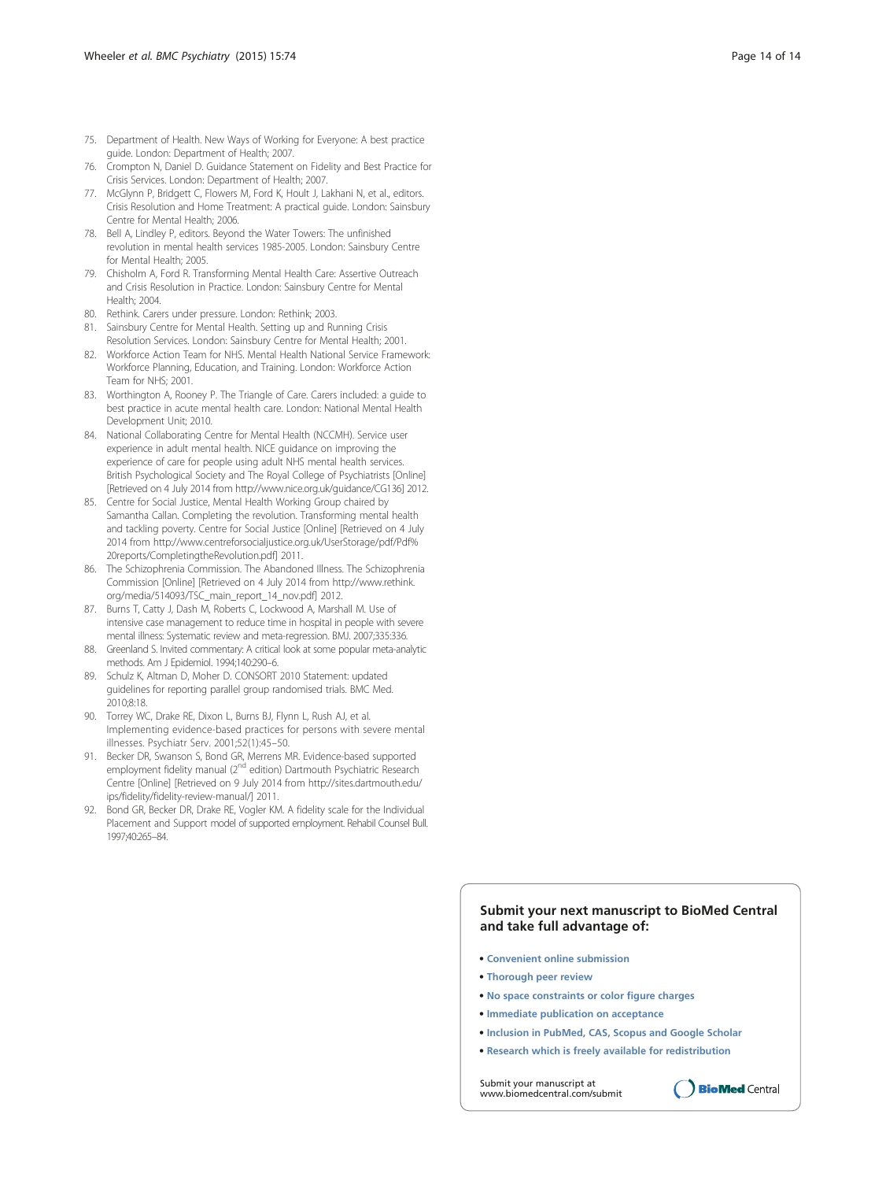75. Department of Health. New Ways of Working for Everyone: A best practice guide. London: Department of Health; 2007.
76. Crompton N, Daniel D. Guidance Statement on Fidelity and Best Practice for Crisis Services. London: Department of Health; 2007.
77. McGlynn P, Bridgett C, Flowers M, Ford K, Hoult J, Lakhani N, et al., editors. Crisis Resolution and Home Treatment: A practical guide. London: Sainsbury Centre for Mental Health; 2006.
78. Bell A, Lindley P, editors. Beyond the Water Towers: The unfinished revolution in mental health services 1985-2005. London: Sainsbury Centre for Mental Health; 2005.
79. Chisholm A, Ford R. Transforming Mental Health Care: Assertive Outreach and Crisis Resolution in Practice. London: Sainsbury Centre for Mental Health; 2004.
80. Rethink. Carers under pressure. London: Rethink; 2003.
81. Sainsbury Centre for Mental Health. Setting up and Running Crisis Resolution Services. London: Sainsbury Centre for Mental Health; 2001.
82. Workforce Action Team for NHS. Mental Health National Service Framework: Workforce Planning, Education, and Training. London: Workforce Action Team for NHS; 2001.
83. Worthington A, Rooney P. The Triangle of Care. Carers included: a guide to best practice in acute mental health care. London: National Mental Health Development Unit; 2010.
84. National Collaborating Centre for Mental Health (NCCMH). Service user experience in adult mental health. NICE guidance on improving the experience of care for people using adult NHS mental health services. British Psychological Society and The Royal College of Psychiatrists [Online] [Retrieved on 4 July 2014 from http://www.nice.org.uk/guidance/CG136] 2012.
85. Centre for Social Justice, Mental Health Working Group chaired by Samantha Callan. Completing the revolution. Transforming mental health and tackling poverty. Centre for Social Justice [Online] [Retrieved on 4 July 2014 from http://www.centreforsocialjustice.org.uk/UserStorage/pdf/Pdf%20reports/CompletingtheRevolution.pdf] 2011.
86. The Schizophrenia Commission. The Abandoned Illness. The Schizophrenia Commission [Online] [Retrieved on 4 July 2014 from http://www.rethink.org/media/514093/TSC_main_report_14_nov.pdf] 2012.
87. Burns T, Catty J, Dash M, Roberts C, Lockwood A, Marshall M. Use of intensive case management to reduce time in hospital in people with severe mental illness: Systematic review and meta-regression. BMJ. 2007;335:336.
88. Greenland S. Invited commentary: A critical look at some popular meta-analytic methods. Am J Epidemiol. 1994;140:290–6.
89. Schulz K, Altman D, Moher D. CONSORT 2010 Statement: updated guidelines for reporting parallel group randomised trials. BMC Med. 2010;8:18.
90. Torrey WC, Drake RE, Dixon L, Burns BJ, Flynn L, Rush AJ, et al. Implementing evidence-based practices for persons with severe mental illnesses. Psychiatr Serv. 2001;52(1):45–50.
91. Becker DR, Swanson S, Bond GR, Merrens MR. Evidence-based supported employment fidelity manual (2nd edition) Dartmouth Psychiatric Research Centre [Online] [Retrieved on 9 July 2014 from http://sites.dartmouth.edu/ips/fidelity/fidelity-review-manual/] 2011.
92. Bond GR, Becker DR, Drake RE, Vogler KM. A fidelity scale for the Individual Placement and Support model of supported employment. Rehabil Counsel Bull. 1997;40:265–84.

**Submit your next manuscript to BioMed Central and take full advantage of:**

- **Convenient online submission**
- **Thorough peer review**
- **No space constraints or color figure charges**
- **Immediate publication on acceptance**
- **Inclusion in PubMed, CAS, Scopus and Google Scholar**
- **Research which is freely available for redistribution**

Submit your manuscript at
www.biomedcentral.com/submit

BioMed Central